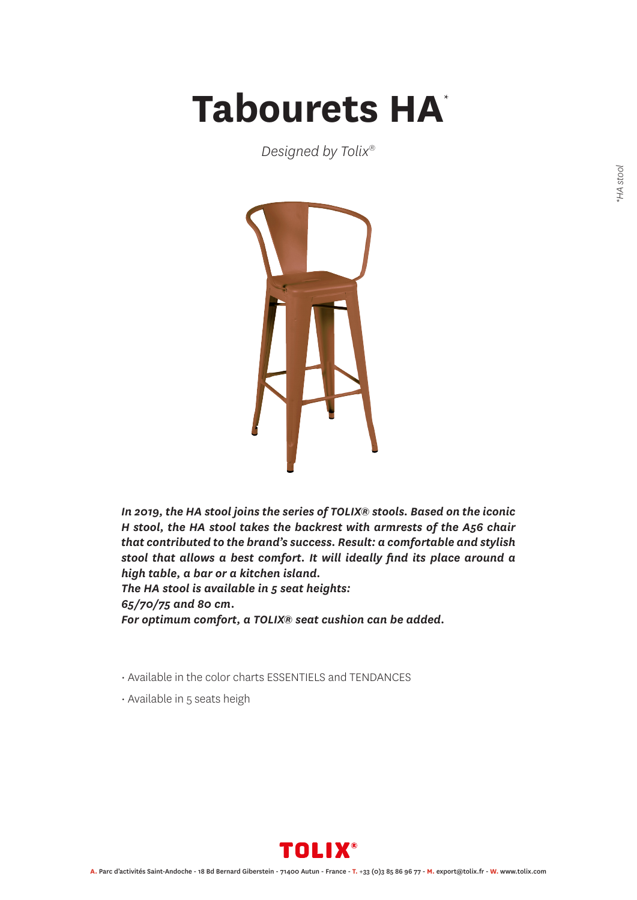# Tabourets HA*

*Designed by Tolix®*

***In 2019, the HA stool joins the series of TOLIX® stools. Based on the iconic H stool, the HA stool takes the backrest with armrests of the A56 chair that contributed to the brand's success. Result: a comfortable and stylish stool that allows a best comfort. It will ideally find its place around a high table, a bar or a kitchen island.***
***The HA stool is available in 5 seat heights:***
***65/70/75 and 80 cm.***
***For optimum comfort, a TOLIX® seat cushion can be added.***

- Available in the color charts ESSENTIELS and TENDANCES
- Available in 5 seats heigh

*HA stool

**A.** Parc d'activités Saint-Andoche - 18 Bd Bernard Giberstein - 71400 Autun - France - **T.** +33 (0)3 85 86 96 77 - **M.** export@tolix.fr - **W.** www.tolix.com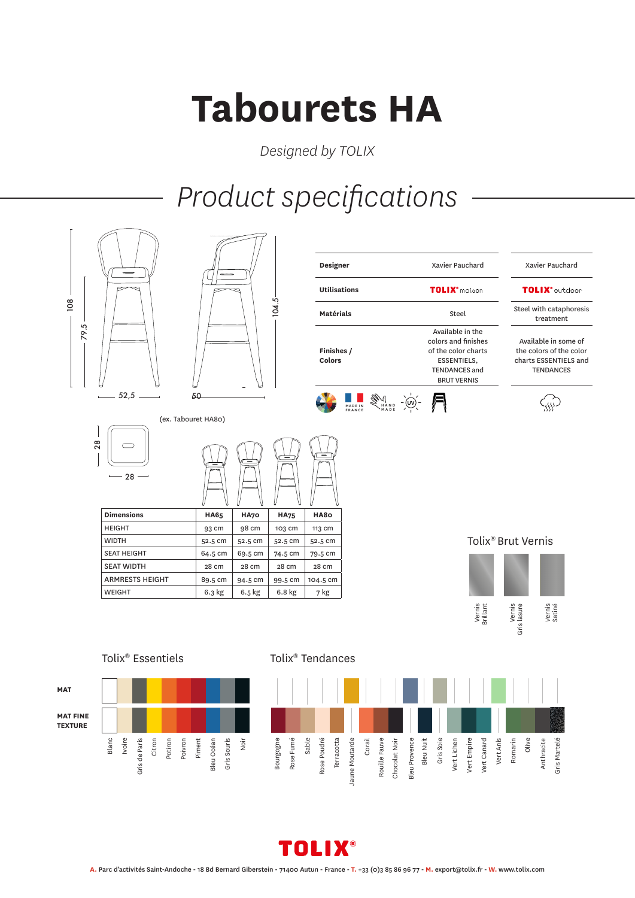# Tabourets HA

*Designed by TOLIX*

## *Product specifications*

108
79.5
52,5
104.5
50

(ex. Tabouret HA80)

28
28

| | | |
|---|---|---|
| **Designer** | Xavier Pauchard | Xavier Pauchard |
| **Utilisations** | TOLIX® maison | TOLIX® outdoor |
| **Matérials** | Steel | Steel with cataphoresis treatment |
| **Finishes / Colors** | Available in the colors and finishes of the color charts ESSENTIELS, TENDANCES and BRUT VERNIS | Available in some of the colors of the color charts ESSENTIELS and TENDANCES |

MADE IN FRANCE · HAND MADE · UV

| **Dimensions** | **HA65** | **HA70** | **HA75** | **HA80** |
|---|---|---|---|---|
| HEIGHT | 93 cm | 98 cm | 103 cm | 113 cm |
| WIDTH | 52.5 cm | 52.5 cm | 52.5 cm | 52.5 cm |
| SEAT HEIGHT | 64.5 cm | 69.5 cm | 74.5 cm | 79.5 cm |
| SEAT WIDTH | 28 cm | 28 cm | 28 cm | 28 cm |
| ARMRESTS HEIGHT | 89.5 cm | 94.5 cm | 99.5 cm | 104.5 cm |
| WEIGHT | 6.3 kg | 6.5 kg | 6.8 kg | 7 kg |

### Tolix® Brut Vernis

Vernis Brillant · Vernis Gris lasure · Vernis Satiné

### Tolix® Essentiels

MAT
MAT FINE TEXTURE

Blanc · Ivoire · Gris de Paris · Citron · Potiron · Poivron · Piment · Bleu Océan · Gris Souris · Noir

### Tolix® Tendances

Bourgogne · Rose Fumé · Sable · Rose Poudré · Terracotta · Jaune Moutarde · Corail · Rouille Fauve · Chocolat Noir · Bleu Provence · Bleu Nuit · Gris Soie · Vert Lichen · Vert Empire · Vert Canard · Vert Anis · Romarin · Olive · Anthracite · Gris Martelé

TOLIX®

**A.** Parc d'activités Saint-Andoche - 18 Bd Bernard Giberstein - 71400 Autun - France - **T.** +33 (0)3 85 86 96 77 - **M.** export@tolix.fr - **W.** www.tolix.com